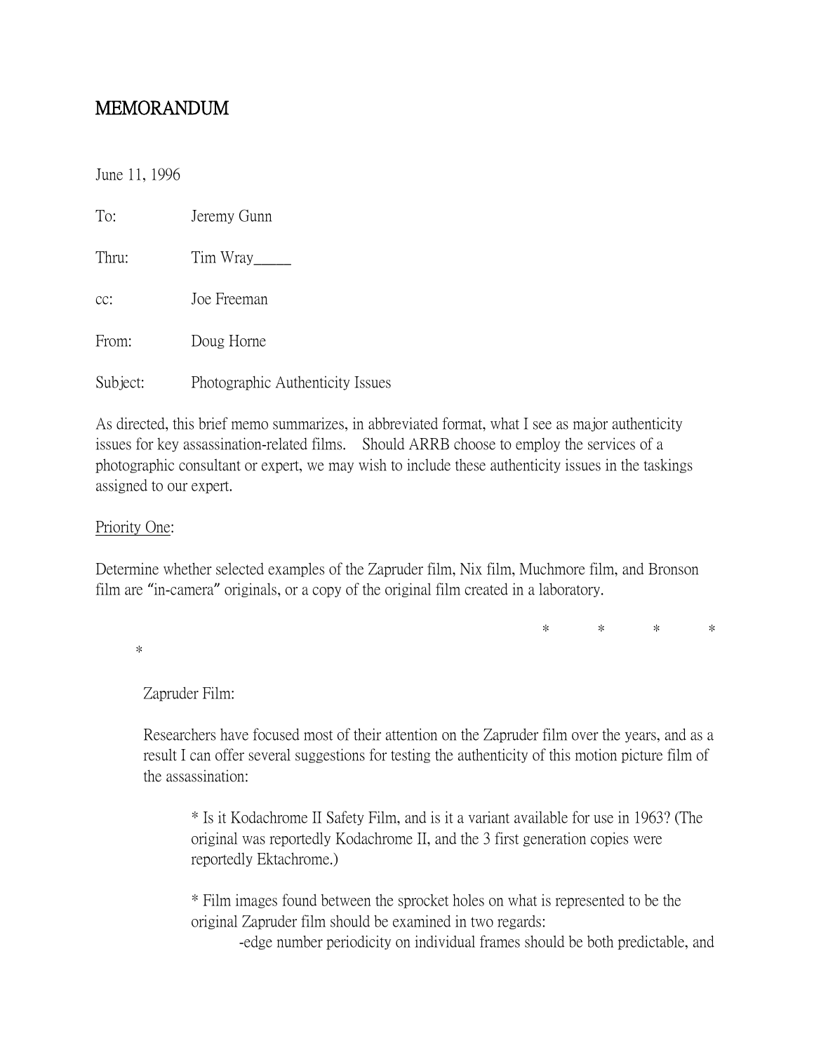# MEMORANDUM

June 11, 1996

To: Jeremy Gunn

Thru: Tim Wray_____

cc: Joe Freeman

From: Doug Horne

Subject: Photographic Authenticity Issues

As directed, this brief memo summarizes, in abbreviated format, what I see as major authenticity issues for key assassination-related films. Should ARRB choose to employ the services of a photographic consultant or expert, we may wish to include these authenticity issues in the taskings assigned to our expert.

Priority One:

Determine whether selected examples of the Zapruder film, Nix film, Muchmore film, and Bronson film are "in-camera" originals, or a copy of the original film created in a laboratory.

\* \* \* \* \*

Zapruder Film:

Researchers have focused most of their attention on the Zapruder film over the years, and as a result I can offer several suggestions for testing the authenticity of this motion picture film of the assassination:

- \* Is it Kodachrome II Safety Film, and is it a variant available for use in 1963? (The original was reportedly Kodachrome II, and the 3 first generation copies were reportedly Ektachrome.)

- \* Film images found between the sprocket holes on what is represented to be the original Zapruder film should be examined in two regards:
  - -edge number periodicity on individual frames should be both predictable, and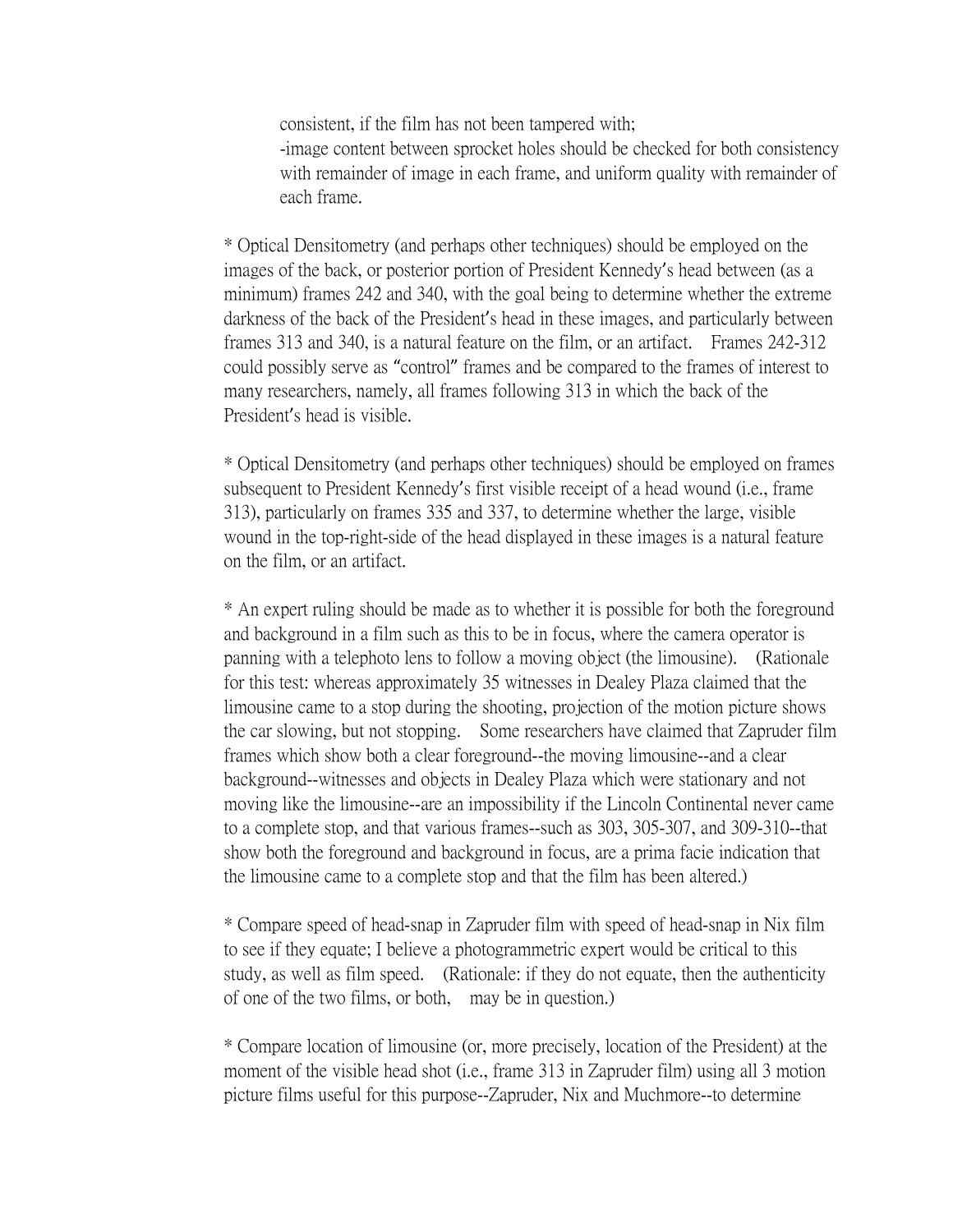consistent, if the film has not been tampered with;
-image content between sprocket holes should be checked for both consistency with remainder of image in each frame, and uniform quality with remainder of each frame.

* Optical Densitometry (and perhaps other techniques) should be employed on the images of the back, or posterior portion of President Kennedy's head between (as a minimum) frames 242 and 340, with the goal being to determine whether the extreme darkness of the back of the President's head in these images, and particularly between frames 313 and 340, is a natural feature on the film, or an artifact. Frames 242-312 could possibly serve as "control" frames and be compared to the frames of interest to many researchers, namely, all frames following 313 in which the back of the President's head is visible.

* Optical Densitometry (and perhaps other techniques) should be employed on frames subsequent to President Kennedy's first visible receipt of a head wound (i.e., frame 313), particularly on frames 335 and 337, to determine whether the large, visible wound in the top-right-side of the head displayed in these images is a natural feature on the film, or an artifact.

* An expert ruling should be made as to whether it is possible for both the foreground and background in a film such as this to be in focus, where the camera operator is panning with a telephoto lens to follow a moving object (the limousine). (Rationale for this test: whereas approximately 35 witnesses in Dealey Plaza claimed that the limousine came to a stop during the shooting, projection of the motion picture shows the car slowing, but not stopping. Some researchers have claimed that Zapruder film frames which show both a clear foreground--the moving limousine--and a clear background--witnesses and objects in Dealey Plaza which were stationary and not moving like the limousine--are an impossibility if the Lincoln Continental never came to a complete stop, and that various frames--such as 303, 305-307, and 309-310--that show both the foreground and background in focus, are a prima facie indication that the limousine came to a complete stop and that the film has been altered.)

* Compare speed of head-snap in Zapruder film with speed of head-snap in Nix film to see if they equate; I believe a photogrammetric expert would be critical to this study, as well as film speed. (Rationale: if they do not equate, then the authenticity of one of the two films, or both, may be in question.)

* Compare location of limousine (or, more precisely, location of the President) at the moment of the visible head shot (i.e., frame 313 in Zapruder film) using all 3 motion picture films useful for this purpose--Zapruder, Nix and Muchmore--to determine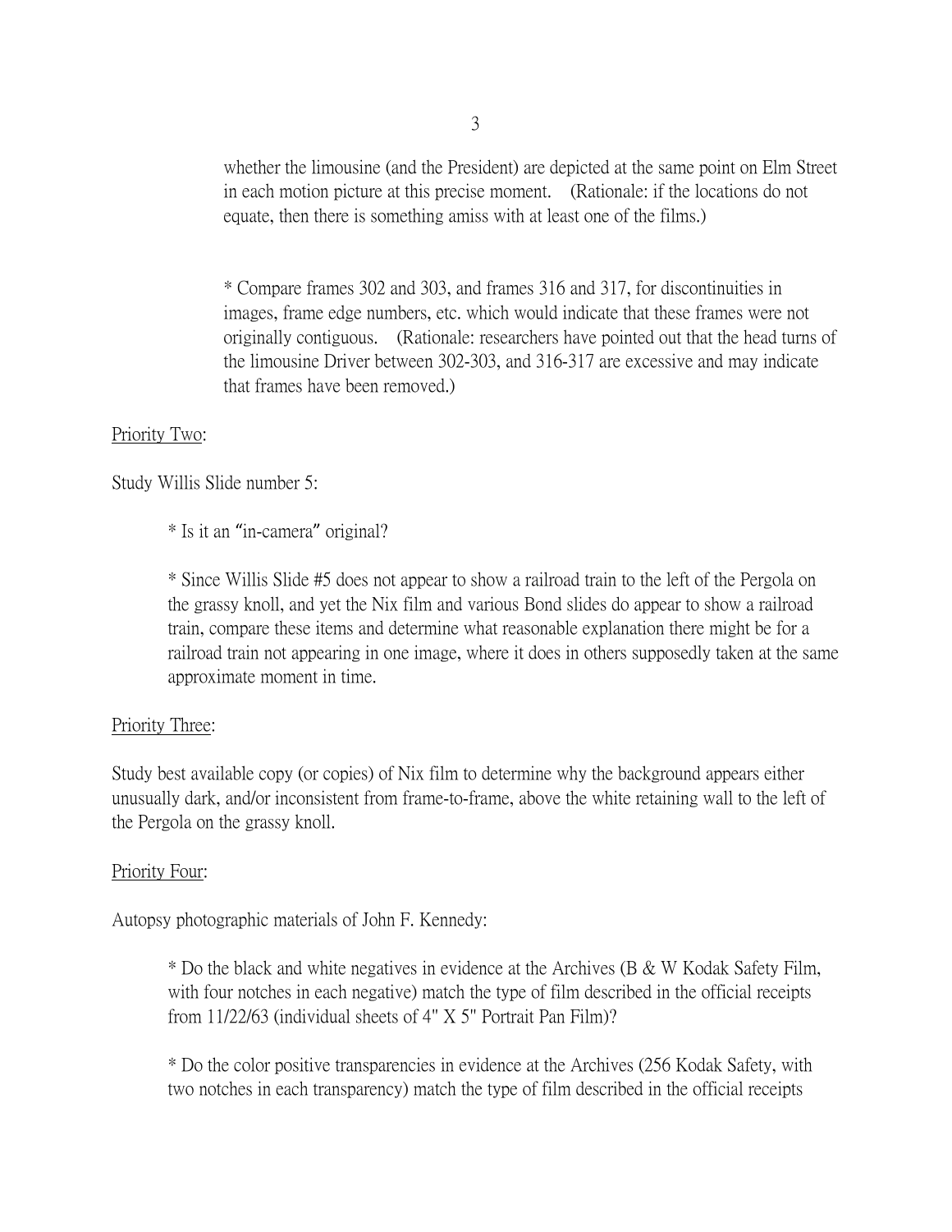whether the limousine (and the President) are depicted at the same point on Elm Street in each motion picture at this precise moment. (Rationale: if the locations do not equate, then there is something amiss with at least one of the films.)

* Compare frames 302 and 303, and frames 316 and 317, for discontinuities in images, frame edge numbers, etc. which would indicate that these frames were not originally contiguous. (Rationale: researchers have pointed out that the head turns of the limousine Driver between 302-303, and 316-317 are excessive and may indicate that frames have been removed.)

<u>Priority Two</u>:

Study Willis Slide number 5:

* Is it an "in-camera" original?

* Since Willis Slide #5 does not appear to show a railroad train to the left of the Pergola on the grassy knoll, and yet the Nix film and various Bond slides do appear to show a railroad train, compare these items and determine what reasonable explanation there might be for a railroad train not appearing in one image, where it does in others supposedly taken at the same approximate moment in time.

<u>Priority Three</u>:

Study best available copy (or copies) of Nix film to determine why the background appears either unusually dark, and/or inconsistent from frame-to-frame, above the white retaining wall to the left of the Pergola on the grassy knoll.

<u>Priority Four</u>:

Autopsy photographic materials of John F. Kennedy:

* Do the black and white negatives in evidence at the Archives (B & W Kodak Safety Film, with four notches in each negative) match the type of film described in the official receipts from 11/22/63 (individual sheets of 4" X 5" Portrait Pan Film)?

* Do the color positive transparencies in evidence at the Archives (256 Kodak Safety, with two notches in each transparency) match the type of film described in the official receipts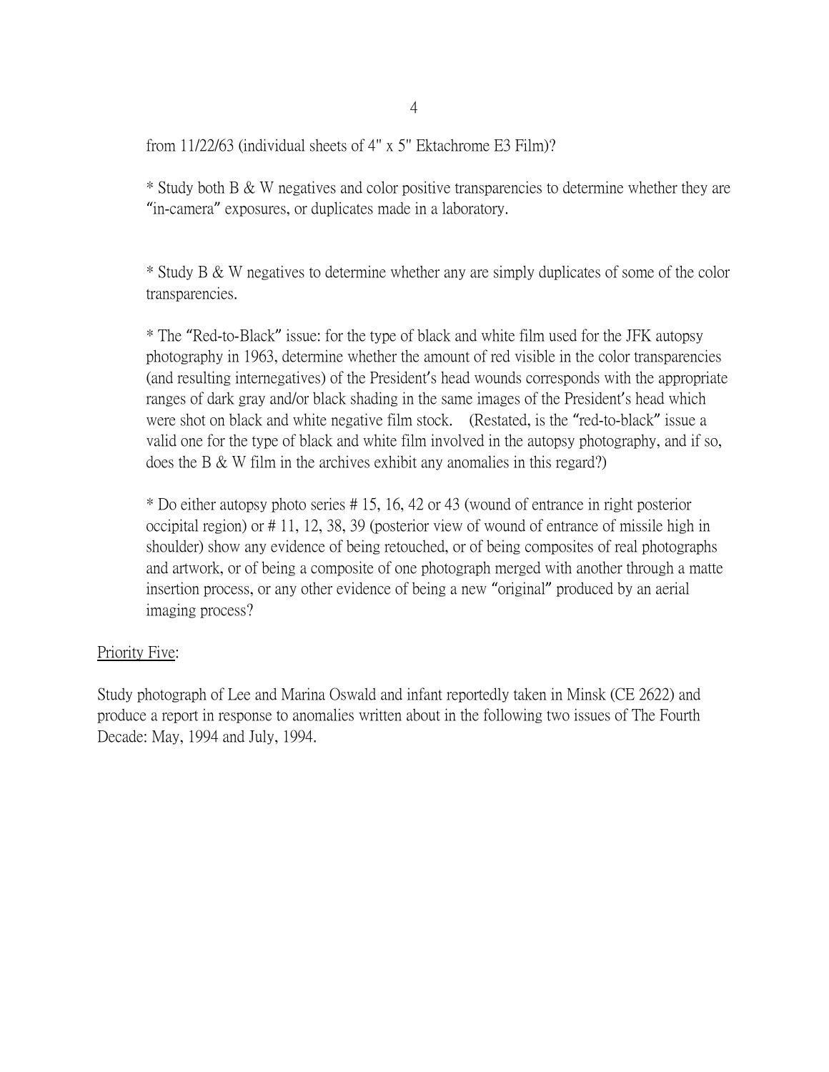from 11/22/63 (individual sheets of 4" x 5" Ektachrome E3 Film)?

* Study both B & W negatives and color positive transparencies to determine whether they are "in-camera" exposures, or duplicates made in a laboratory.

* Study B & W negatives to determine whether any are simply duplicates of some of the color transparencies.

* The "Red-to-Black" issue: for the type of black and white film used for the JFK autopsy photography in 1963, determine whether the amount of red visible in the color transparencies (and resulting internegatives) of the President's head wounds corresponds with the appropriate ranges of dark gray and/or black shading in the same images of the President's head which were shot on black and white negative film stock. (Restated, is the "red-to-black" issue a valid one for the type of black and white film involved in the autopsy photography, and if so, does the B & W film in the archives exhibit any anomalies in this regard?)

* Do either autopsy photo series # 15, 16, 42 or 43 (wound of entrance in right posterior occipital region) or # 11, 12, 38, 39 (posterior view of wound of entrance of missile high in shoulder) show any evidence of being retouched, or of being composites of real photographs and artwork, or of being a composite of one photograph merged with another through a matte insertion process, or any other evidence of being a new "original" produced by an aerial imaging process?

<u>Priority Five</u>:

Study photograph of Lee and Marina Oswald and infant reportedly taken in Minsk (CE 2622) and produce a report in response to anomalies written about in the following two issues of The Fourth Decade: May, 1994 and July, 1994.